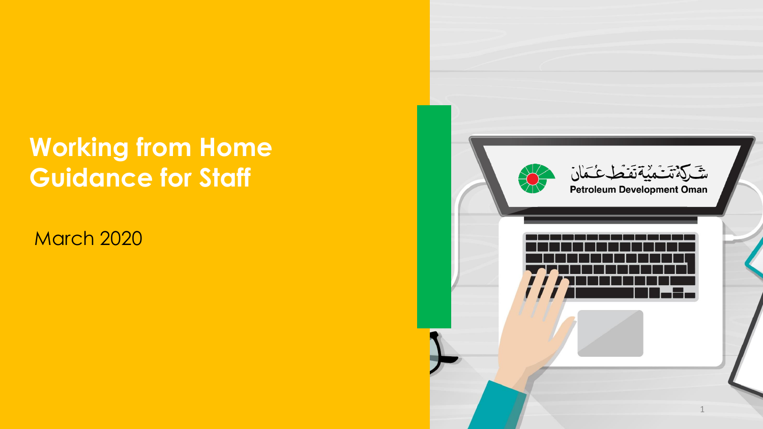# Working from Home Guidance for Staff

March 2020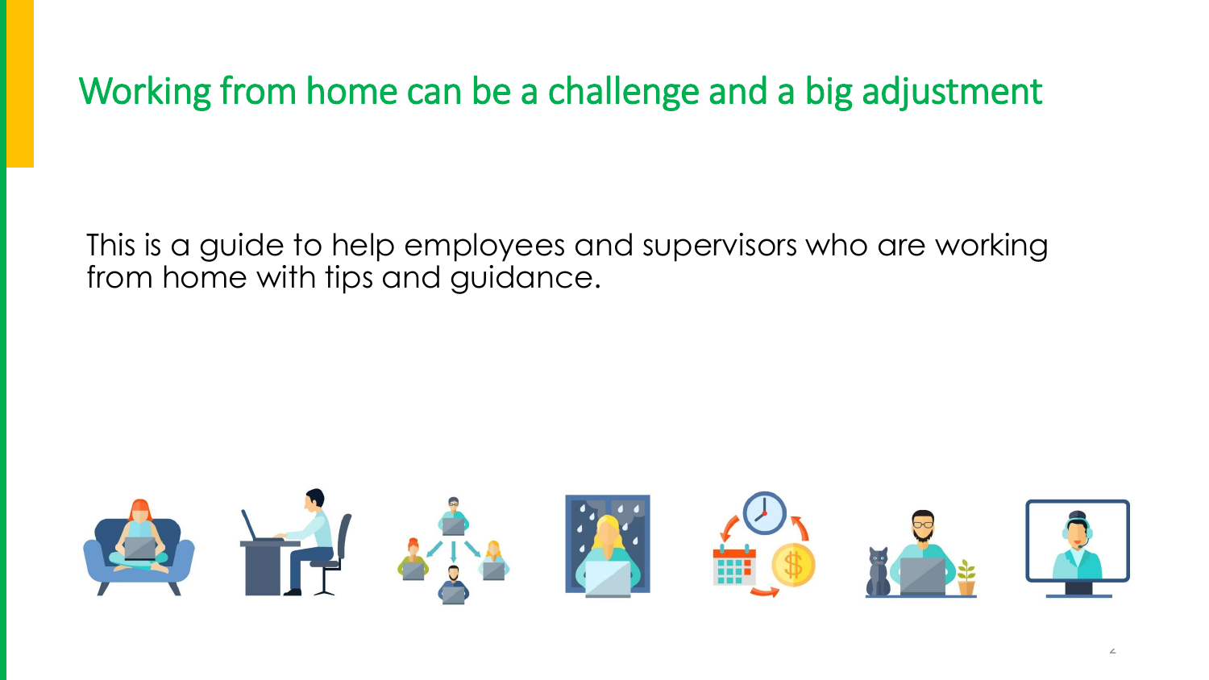# Working from home can be a challenge and a big adjustment

This is a guide to help employees and supervisors who are working from home with tips and guidance.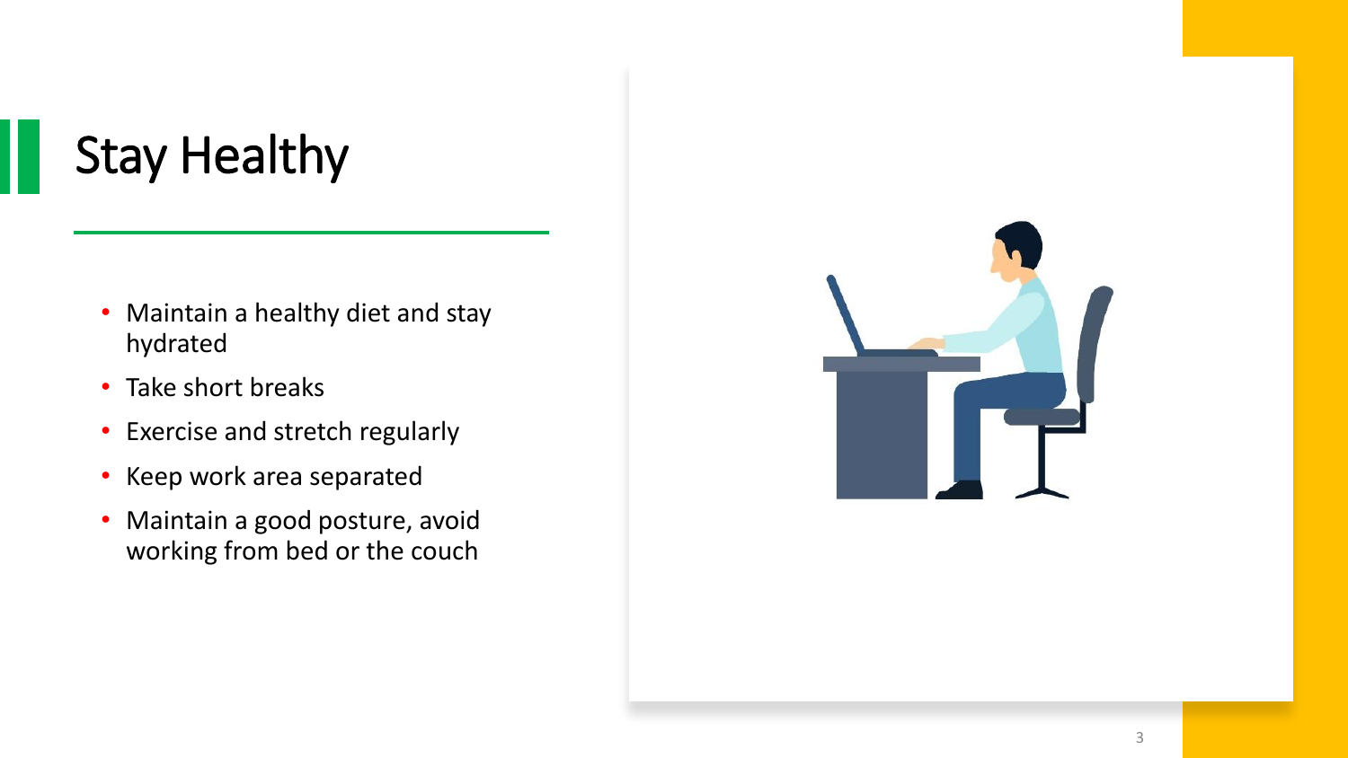# Stay Healthy

- Maintain a healthy diet and stay hydrated
- Take short breaks
- Exercise and stretch regularly
- Keep work area separated
- Maintain a good posture, avoid working from bed or the couch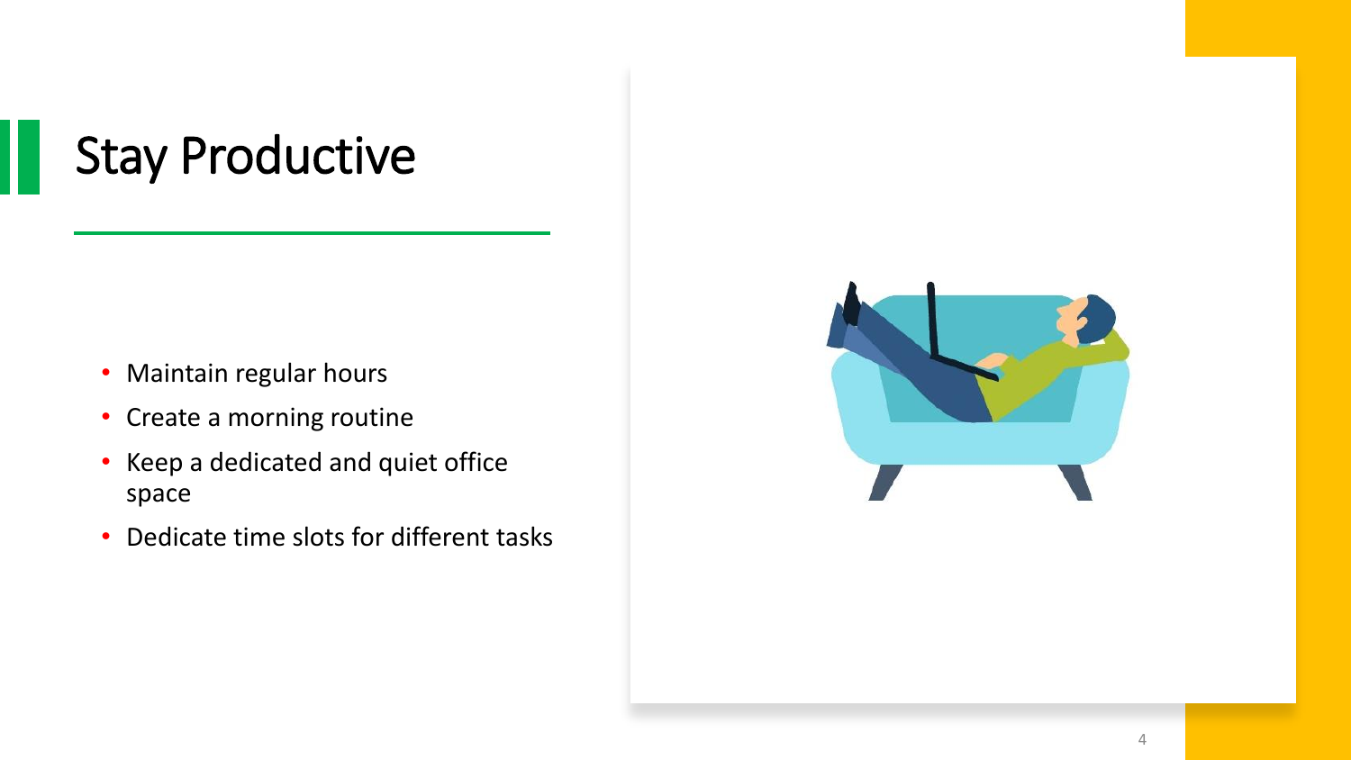# Stay Productive

- Maintain regular hours
- Create a morning routine
- Keep a dedicated and quiet office space
- Dedicate time slots for different tasks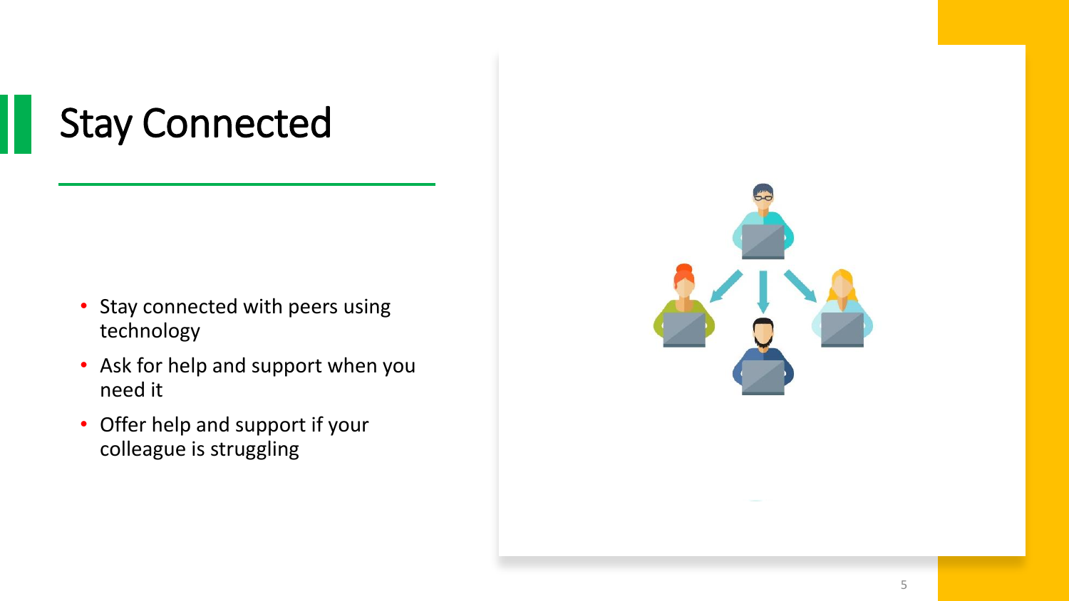# Stay Connected

- Stay connected with peers using technology
- Ask for help and support when you need it
- Offer help and support if your colleague is struggling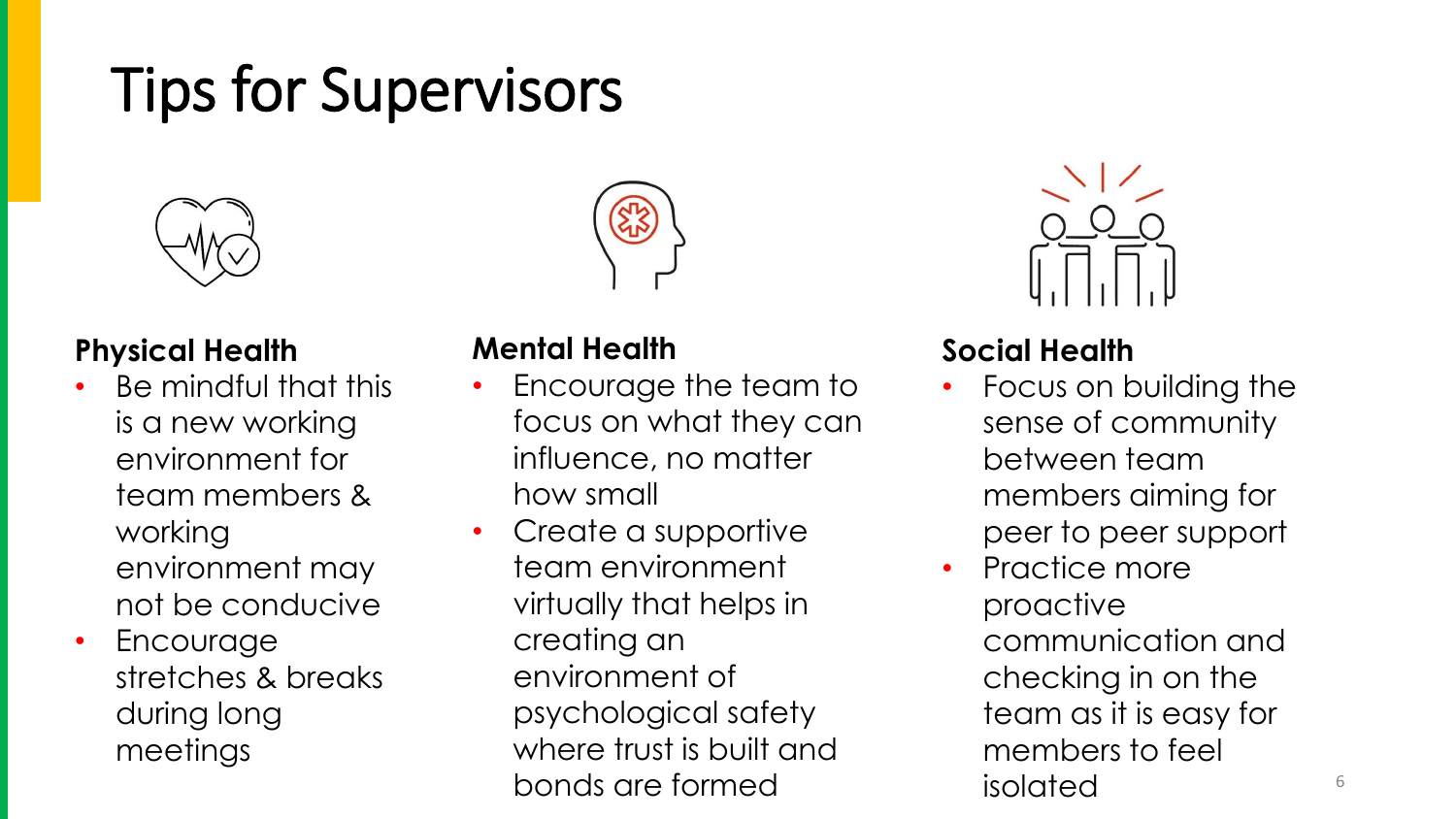# Tips for Supervisors

### Physical Health

- Be mindful that this is a new working environment for team members & working environment may not be conducive
- Encourage stretches & breaks during long meetings

### Mental Health

- Encourage the team to focus on what they can influence, no matter how small
- Create a supportive team environment virtually that helps in creating an environment of psychological safety where trust is built and bonds are formed

### Social Health

- Focus on building the sense of community between team members aiming for peer to peer support
- Practice more proactive communication and checking in on the team as it is easy for members to feel isolated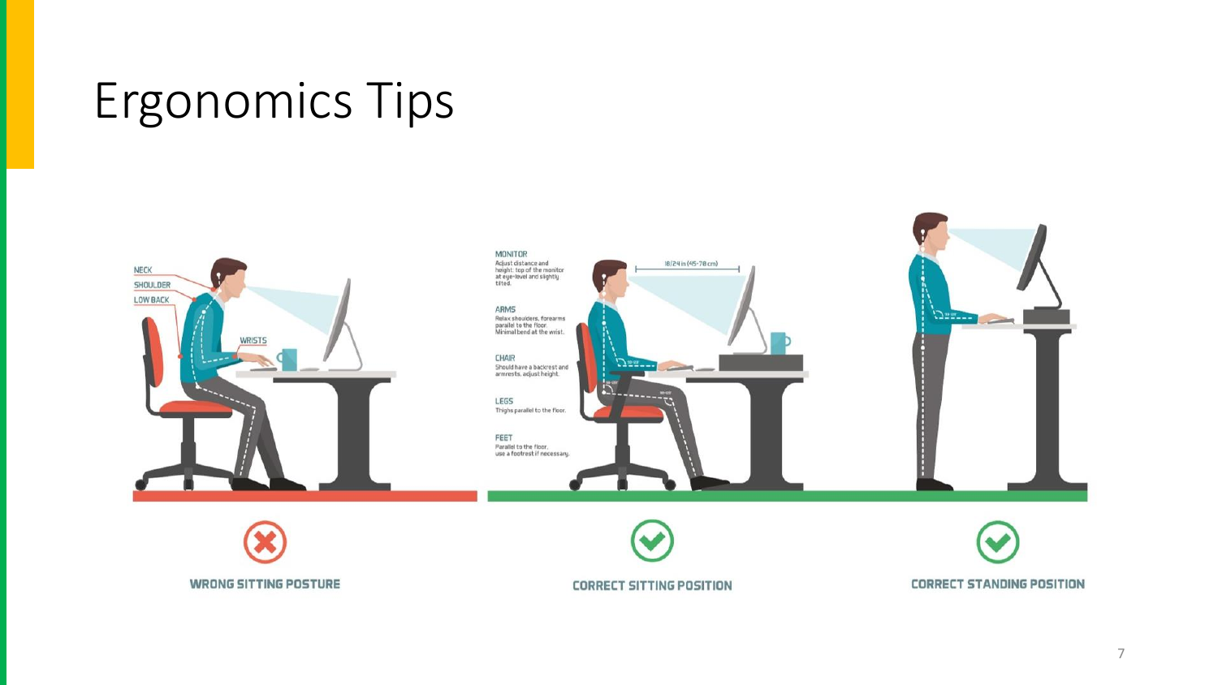# Ergonomics Tips

NECK

SHOULDER

LOW BACK

WRISTS

WRONG SITTING POSTURE

MONITOR

Adjust distance and height: top of the monitor at eye-level and slightly tilted.

18/24 in (45-70 cm)

ARMS

Relax shoulders, forearms parallel to the floor. Minimal bend at the wrist.

CHAIR

Should have a backrest and armrests, adjust height.

LEGS

Thighs parallel to the floor.

FEET

Parallel to the floor, use a footrest if necessary.

CORRECT SITTING POSITION

CORRECT STANDING POSITION